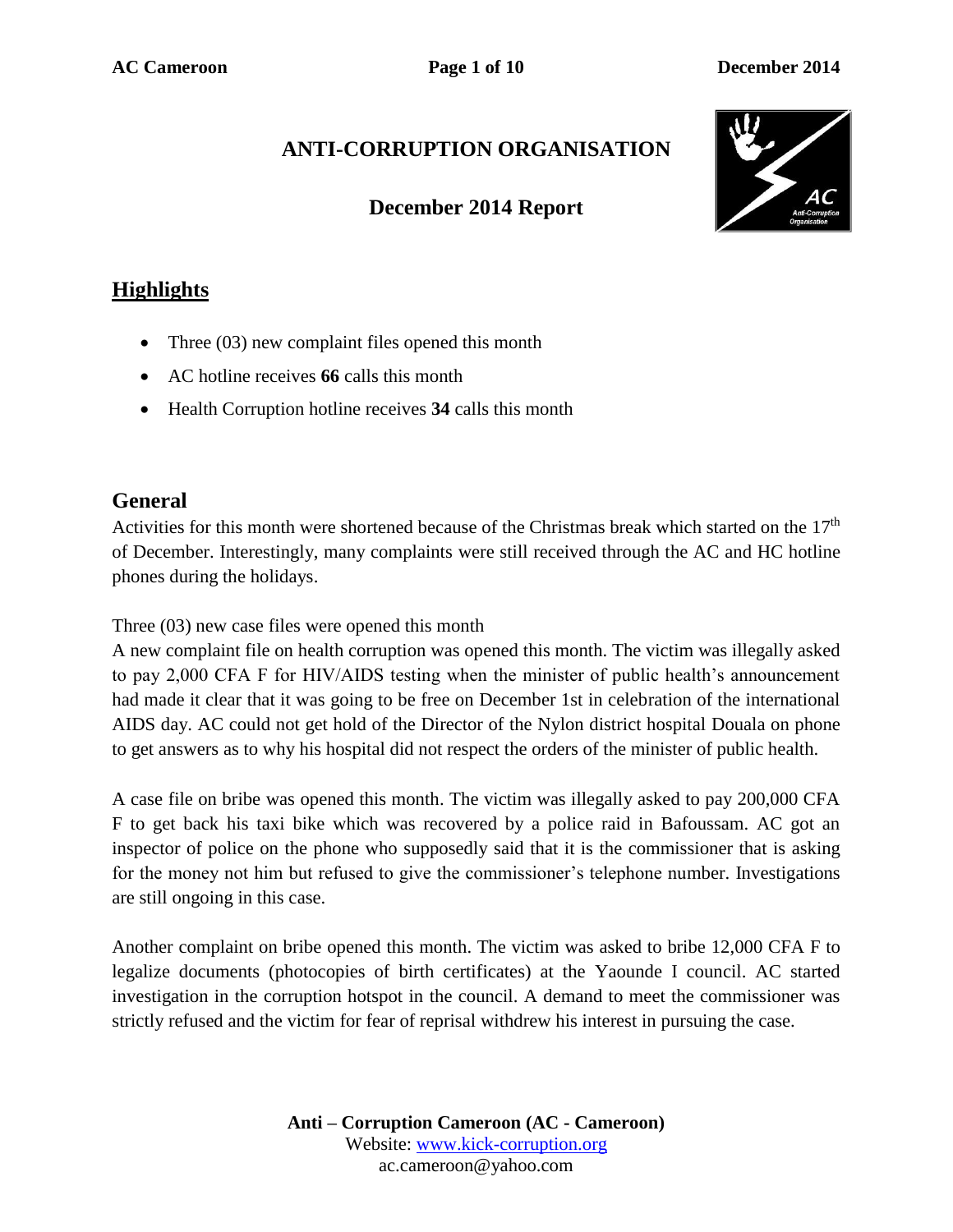# ANTI-CORRUPTION ORGANISATION

## December 2014 Report

## Highlights

- Three (03) new complaint files opened this month
- AC hotline receives **66** calls this month
- Health Corruption hotline receives **34** calls this month

## General

Activities for this month were shortened because of the Christmas break which started on the 17th of December. Interestingly, many complaints were still received through the AC and HC hotline phones during the holidays.

Three (03) new case files were opened this month

A new complaint file on health corruption was opened this month. The victim was illegally asked to pay 2,000 CFA F for HIV/AIDS testing when the minister of public health's announcement had made it clear that it was going to be free on December 1st in celebration of the international AIDS day. AC could not get hold of the Director of the Nylon district hospital Douala on phone to get answers as to why his hospital did not respect the orders of the minister of public health.

A case file on bribe was opened this month. The victim was illegally asked to pay 200,000 CFA F to get back his taxi bike which was recovered by a police raid in Bafoussam. AC got an inspector of police on the phone who supposedly said that it is the commissioner that is asking for the money not him but refused to give the commissioner's telephone number. Investigations are still ongoing in this case.

Another complaint on bribe opened this month. The victim was asked to bribe 12,000 CFA F to legalize documents (photocopies of birth certificates) at the Yaounde I council. AC started investigation in the corruption hotspot in the council. A demand to meet the commissioner was strictly refused and the victim for fear of reprisal withdrew his interest in pursuing the case.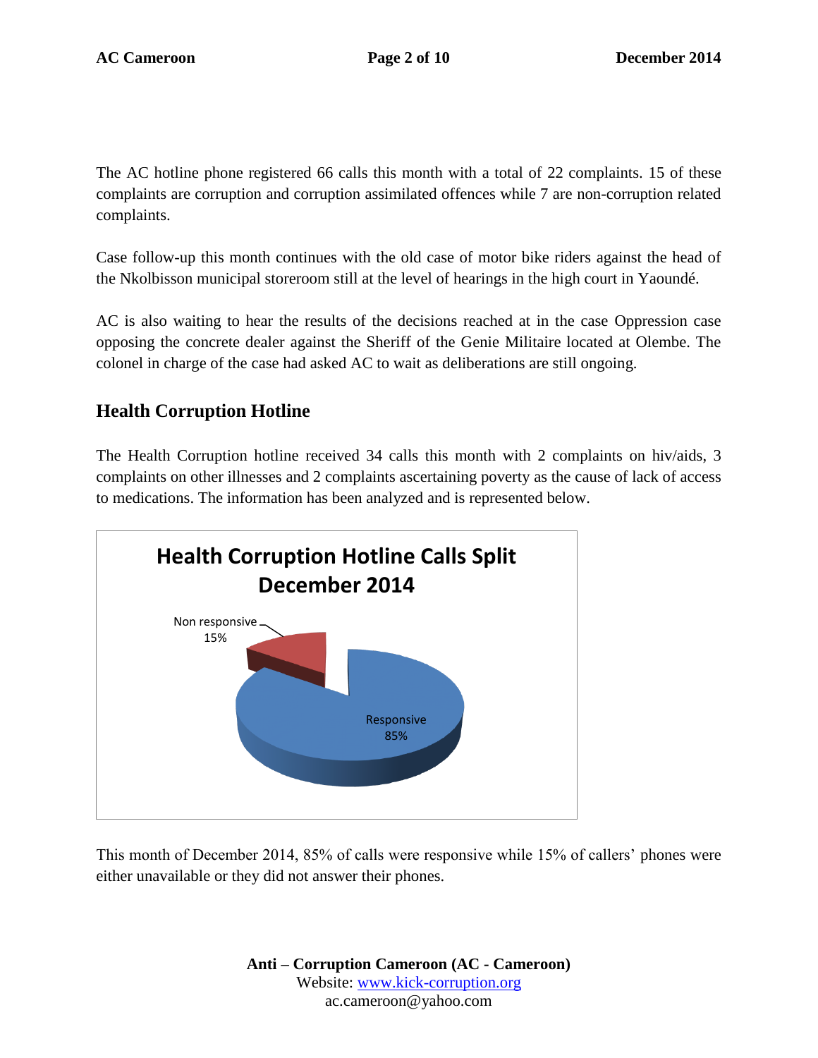The AC hotline phone registered 66 calls this month with a total of 22 complaints. 15 of these complaints are corruption and corruption assimilated offences while 7 are non-corruption related complaints.

Case follow-up this month continues with the old case of motor bike riders against the head of the Nkolbisson municipal storeroom still at the level of hearings in the high court in Yaoundé.

AC is also waiting to hear the results of the decisions reached at in the case Oppression case opposing the concrete dealer against the Sheriff of the Genie Militaire located at Olembe. The colonel in charge of the case had asked AC to wait as deliberations are still ongoing.

## Health Corruption Hotline

The Health Corruption hotline received 34 calls this month with 2 complaints on hiv/aids, 3 complaints on other illnesses and 2 complaints ascertaining poverty as the cause of lack of access to medications. The information has been analyzed and is represented below.

**Health Corruption Hotline Calls Split December 2014**

| Category | Percentage |
|---|---|
| Non responsive | 15% |
| Responsive | 85% |

This month of December 2014, 85% of calls were responsive while 15% of callers' phones were either unavailable or they did not answer their phones.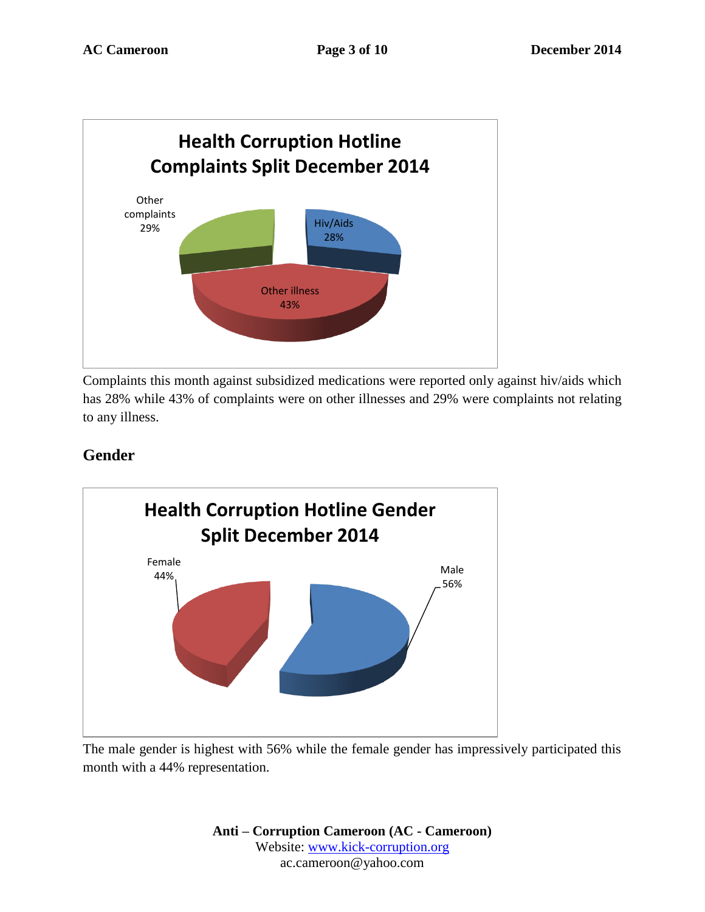**Health Corruption Hotline Complaints Split December 2014**

Other complaints 29%

Hiv/Aids 28%

Other illness 43%

Complaints this month against subsidized medications were reported only against hiv/aids which has 28% while 43% of complaints were on other illnesses and 29% were complaints not relating to any illness.

## Gender

**Health Corruption Hotline Gender Split December 2014**

Female 44%

Male 56%

The male gender is highest with 56% while the female gender has impressively participated this month with a 44% representation.

**Anti – Corruption Cameroon (AC - Cameroon)**
Website: www.kick-corruption.org
ac.cameroon@yahoo.com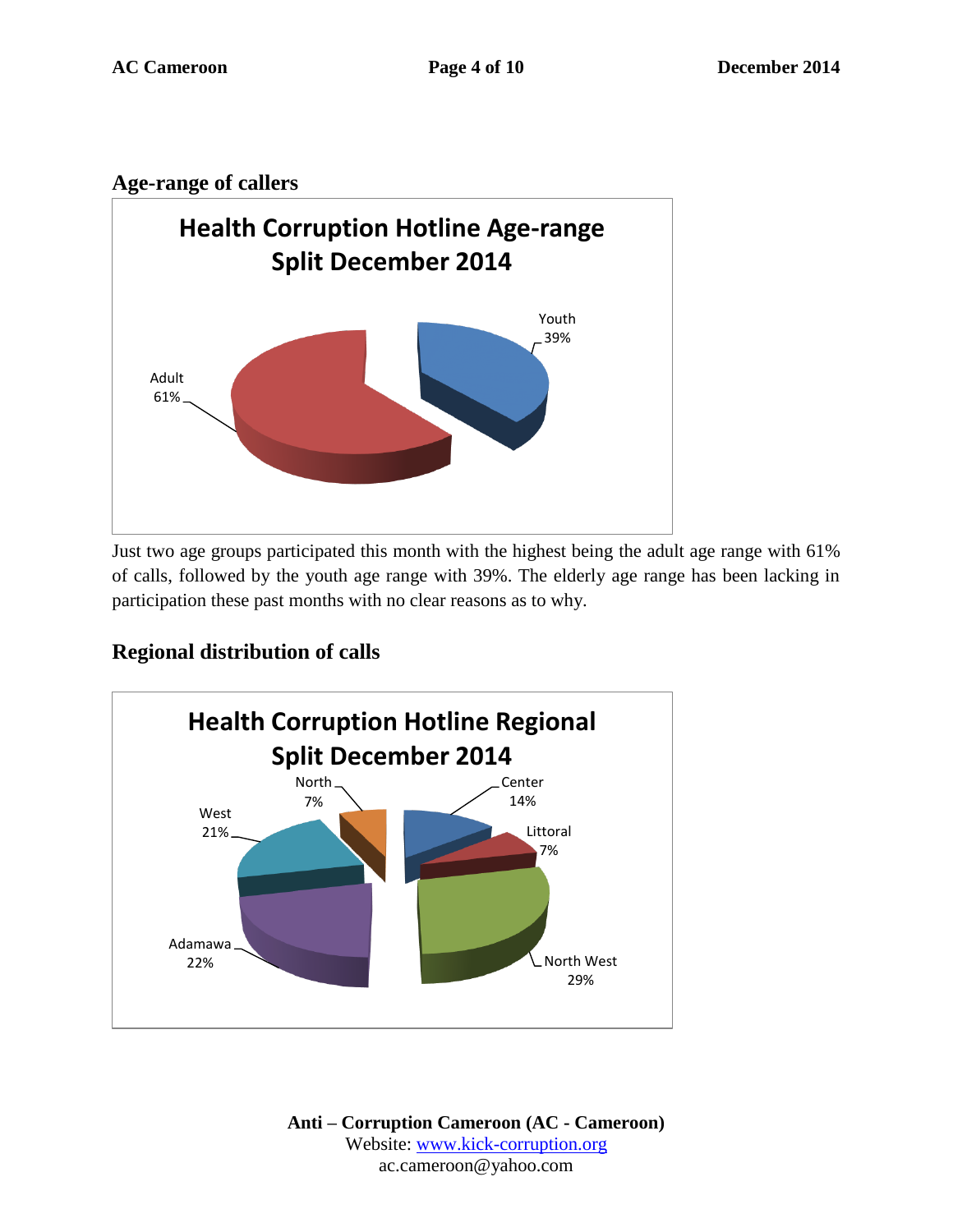## Age-range of callers

**Health Corruption Hotline Age-range Split December 2014**

Youth 39%

Adult 61%

Just two age groups participated this month with the highest being the adult age range with 61% of calls, followed by the youth age range with 39%. The elderly age range has been lacking in participation these past months with no clear reasons as to why.

## Regional distribution of calls

**Health Corruption Hotline Regional Split December 2014**

North 7%

Center 14%

West 21%

Littoral 7%

Adamawa 22%

North West 29%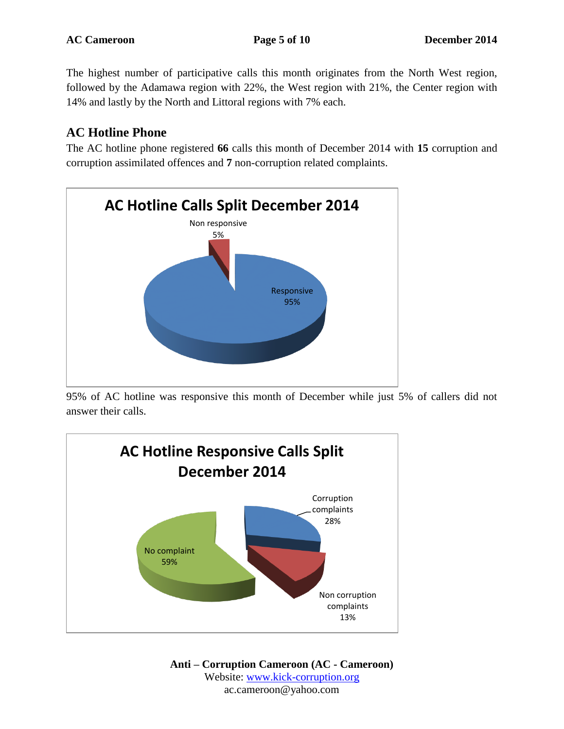The highest number of participative calls this month originates from the North West region, followed by the Adamawa region with 22%, the West region with 21%, the Center region with 14% and lastly by the North and Littoral regions with 7% each.

## AC Hotline Phone

The AC hotline phone registered **66** calls this month of December 2014 with **15** corruption and corruption assimilated offences and **7** non-corruption related complaints.

**AC Hotline Calls Split December 2014**

| Category | Percentage |
|---|---|
| Responsive | 95% |
| Non responsive | 5% |

95% of AC hotline was responsive this month of December while just 5% of callers did not answer their calls.

**AC Hotline Responsive Calls Split December 2014**

| Category | Percentage |
|---|---|
| No complaint | 59% |
| Corruption complaints | 28% |
| Non corruption complaints | 13% |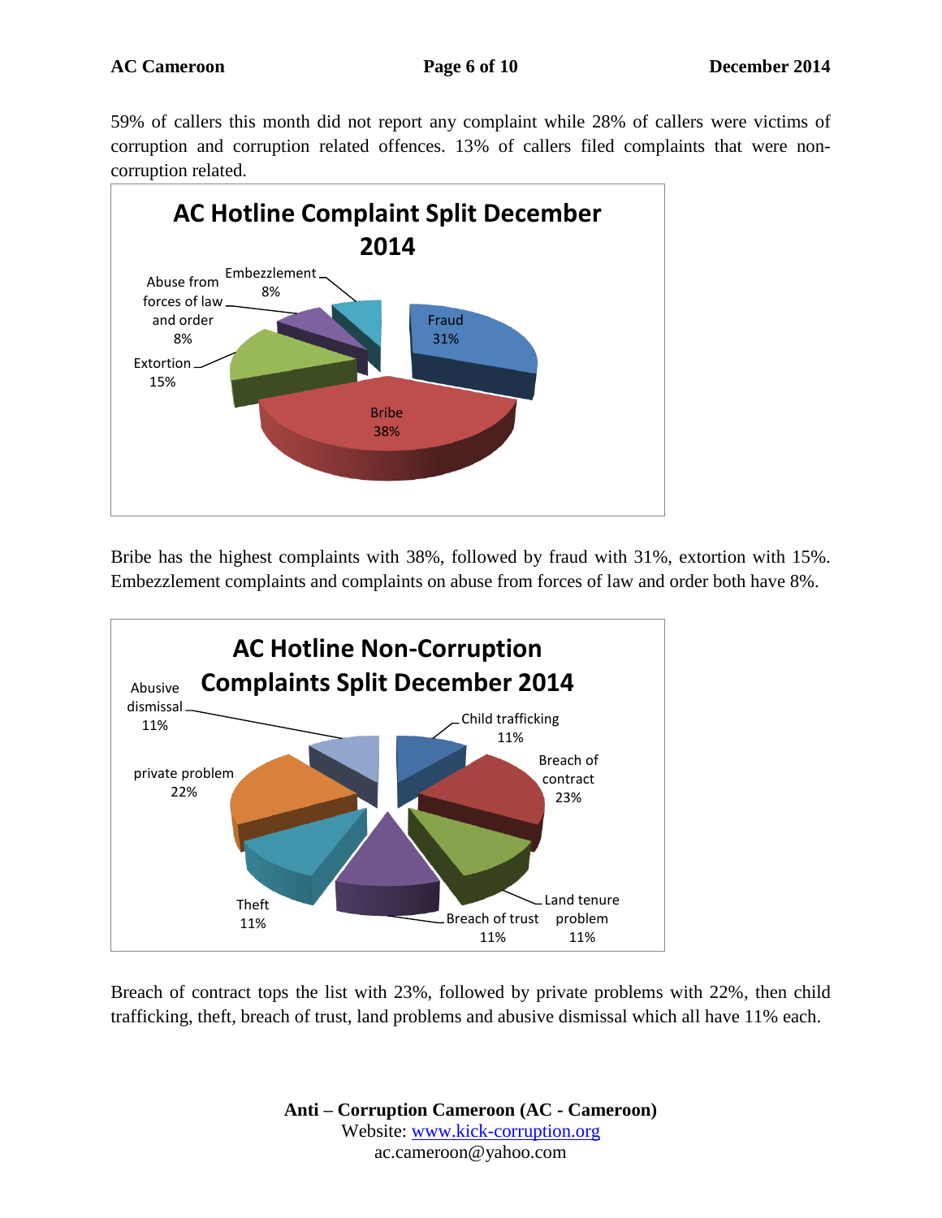59% of callers this month did not report any complaint while 28% of callers were victims of corruption and corruption related offences. 13% of callers filed complaints that were non-corruption related.

**AC Hotline Complaint Split December 2014**

| Category | Percentage |
|---|---|
| Bribe | 38% |
| Fraud | 31% |
| Extortion | 15% |
| Abuse from forces of law and order | 8% |
| Embezzlement | 8% |

Bribe has the highest complaints with 38%, followed by fraud with 31%, extortion with 15%. Embezzlement complaints and complaints on abuse from forces of law and order both have 8%.

**AC Hotline Non-Corruption Complaints Split December 2014**

| Category | Percentage |
|---|---|
| Breach of contract | 23% |
| private problem | 22% |
| Child trafficking | 11% |
| Land tenure problem | 11% |
| Breach of trust | 11% |
| Theft | 11% |
| Abusive dismissal | 11% |

Breach of contract tops the list with 23%, followed by private problems with 22%, then child trafficking, theft, breach of trust, land problems and abusive dismissal which all have 11% each.

**Anti – Corruption Cameroon (AC - Cameroon)**
Website: www.kick-corruption.org
ac.cameroon@yahoo.com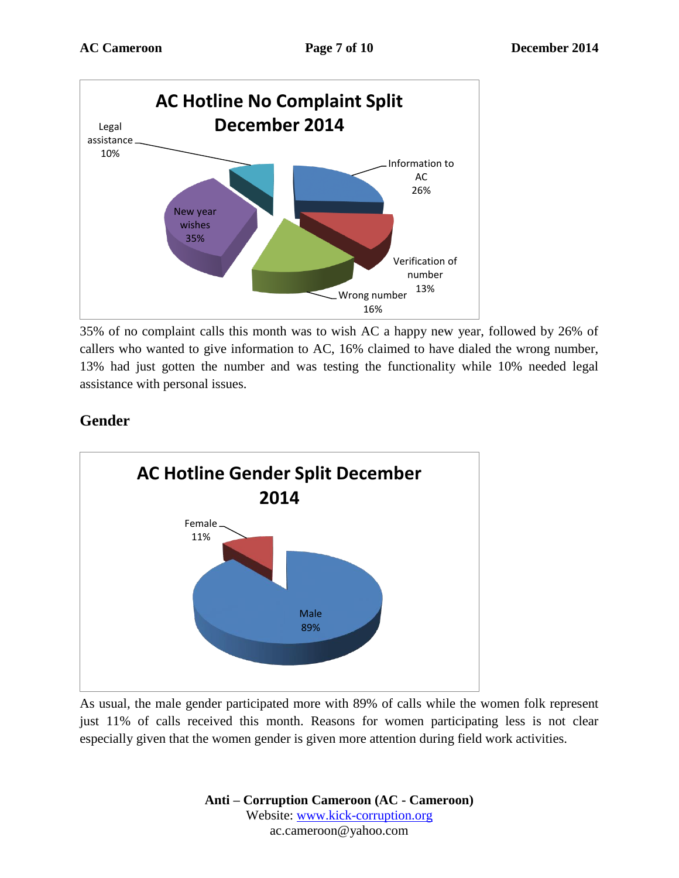**AC Hotline No Complaint Split December 2014**

| Category | Percentage |
|---|---|
| Information to AC | 26% |
| Verification of number | 13% |
| Wrong number | 16% |
| New year wishes | 35% |
| Legal assistance | 10% |

35% of no complaint calls this month was to wish AC a happy new year, followed by 26% of callers who wanted to give information to AC, 16% claimed to have dialed the wrong number, 13% had just gotten the number and was testing the functionality while 10% needed legal assistance with personal issues.

## Gender

**AC Hotline Gender Split December 2014**

| Gender | Percentage |
|---|---|
| Male | 89% |
| Female | 11% |

As usual, the male gender participated more with 89% of calls while the women folk represent just 11% of calls received this month. Reasons for women participating less is not clear especially given that the women gender is given more attention during field work activities.

**Anti – Corruption Cameroon (AC - Cameroon)**
Website: www.kick-corruption.org
ac.cameroon@yahoo.com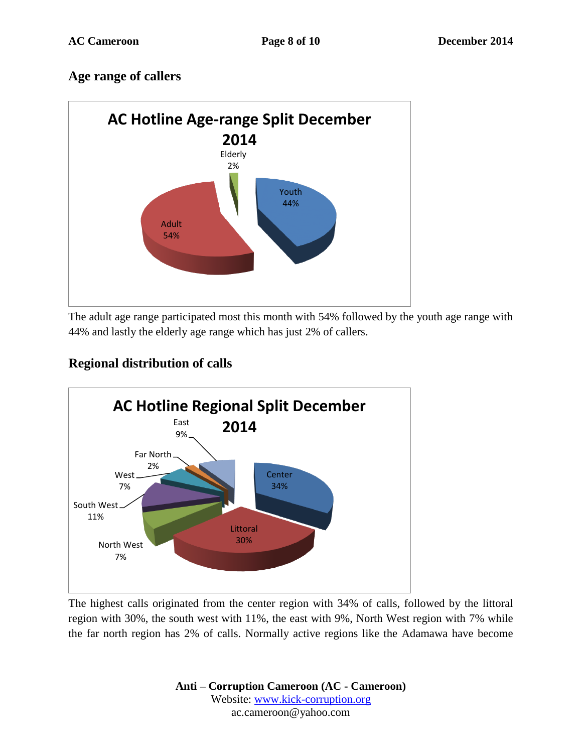## Age range of callers

The adult age range participated most this month with 54% followed by the youth age range with 44% and lastly the elderly age range which has just 2% of callers.

## Regional distribution of calls

The highest calls originated from the center region with 34% of calls, followed by the littoral region with 30%, the south west with 11%, the east with 9%, North West region with 7% while the far north region has 2% of calls. Normally active regions like the Adamawa have become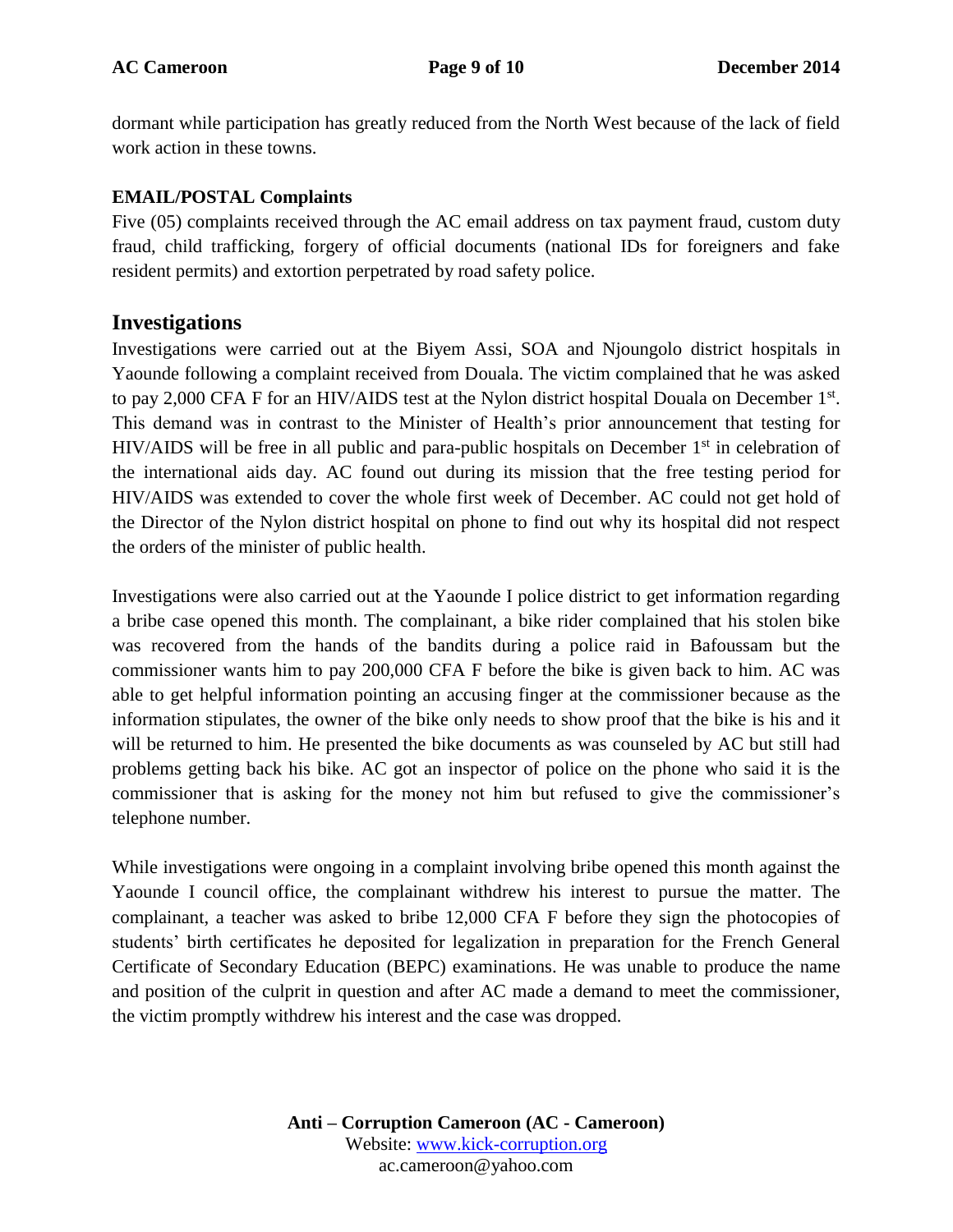dormant while participation has greatly reduced from the North West because of the lack of field work action in these towns.

**EMAIL/POSTAL Complaints**

Five (05) complaints received through the AC email address on tax payment fraud, custom duty fraud, child trafficking, forgery of official documents (national IDs for foreigners and fake resident permits) and extortion perpetrated by road safety police.

## Investigations

Investigations were carried out at the Biyem Assi, SOA and Njoungolo district hospitals in Yaounde following a complaint received from Douala. The victim complained that he was asked to pay 2,000 CFA F for an HIV/AIDS test at the Nylon district hospital Douala on December 1st. This demand was in contrast to the Minister of Health's prior announcement that testing for HIV/AIDS will be free in all public and para-public hospitals on December 1st in celebration of the international aids day. AC found out during its mission that the free testing period for HIV/AIDS was extended to cover the whole first week of December. AC could not get hold of the Director of the Nylon district hospital on phone to find out why its hospital did not respect the orders of the minister of public health.

Investigations were also carried out at the Yaounde I police district to get information regarding a bribe case opened this month. The complainant, a bike rider complained that his stolen bike was recovered from the hands of the bandits during a police raid in Bafoussam but the commissioner wants him to pay 200,000 CFA F before the bike is given back to him. AC was able to get helpful information pointing an accusing finger at the commissioner because as the information stipulates, the owner of the bike only needs to show proof that the bike is his and it will be returned to him. He presented the bike documents as was counseled by AC but still had problems getting back his bike. AC got an inspector of police on the phone who said it is the commissioner that is asking for the money not him but refused to give the commissioner's telephone number.

While investigations were ongoing in a complaint involving bribe opened this month against the Yaounde I council office, the complainant withdrew his interest to pursue the matter. The complainant, a teacher was asked to bribe 12,000 CFA F before they sign the photocopies of students' birth certificates he deposited for legalization in preparation for the French General Certificate of Secondary Education (BEPC) examinations. He was unable to produce the name and position of the culprit in question and after AC made a demand to meet the commissioner, the victim promptly withdrew his interest and the case was dropped.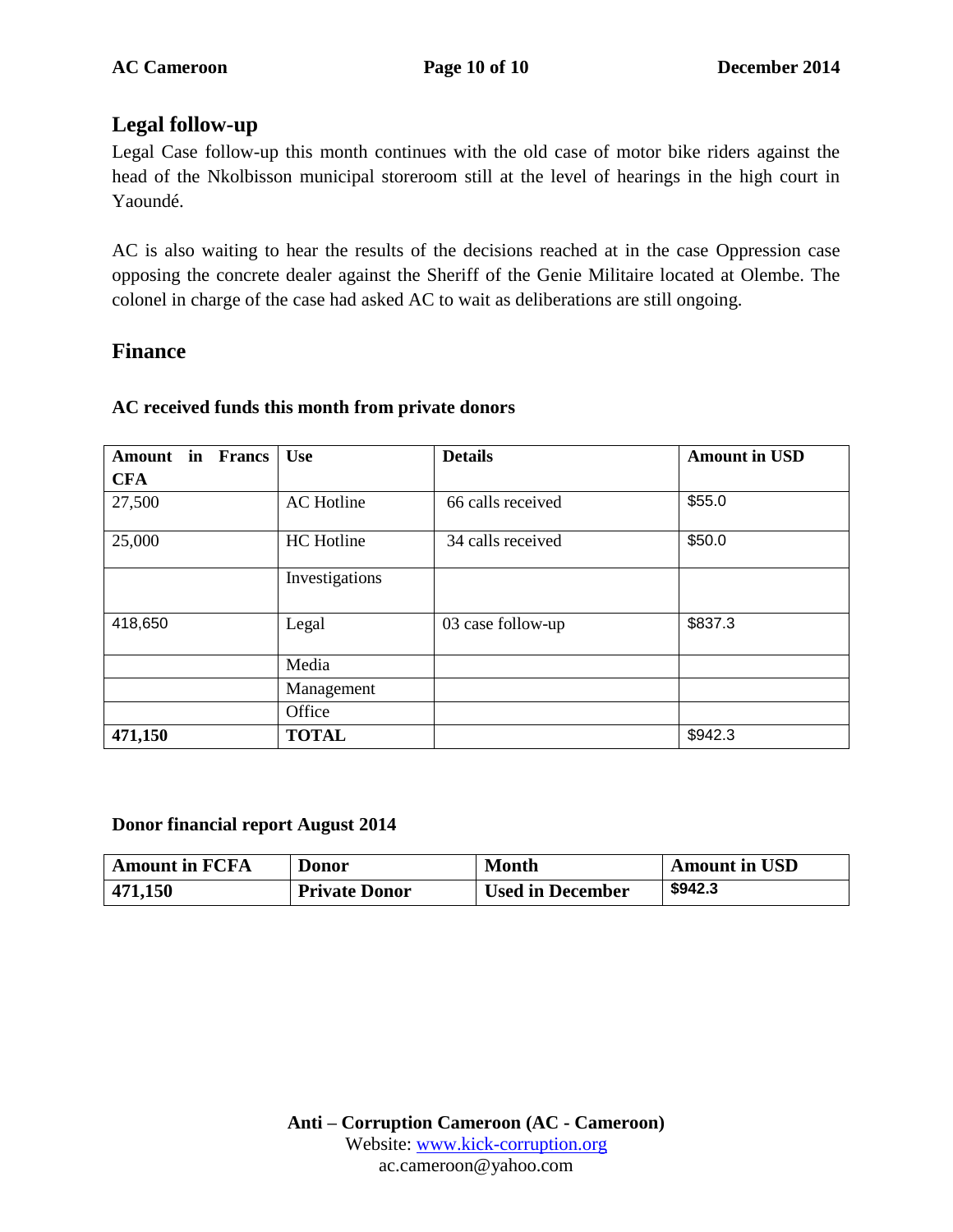## Legal follow-up

Legal Case follow-up this month continues with the old case of motor bike riders against the head of the Nkolbisson municipal storeroom still at the level of hearings in the high court in Yaoundé.

AC is also waiting to hear the results of the decisions reached at in the case Oppression case opposing the concrete dealer against the Sheriff of the Genie Militaire located at Olembe. The colonel in charge of the case had asked AC to wait as deliberations are still ongoing.

## Finance

**AC received funds this month from private donors**

| **Amount in Francs CFA** | **Use** | **Details** | **Amount in USD** |
|---|---|---|---|
| 27,500 | AC Hotline | 66 calls received | $55.0 |
| 25,000 | HC Hotline | 34 calls received | $50.0 |
| | Investigations | | |
| 418,650 | Legal | 03 case follow-up | $837.3 |
| | Media | | |
| | Management | | |
| | Office | | |
| **471,150** | **TOTAL** | | $942.3 |

**Donor financial report August 2014**

| **Amount in FCFA** | **Donor** | **Month** | **Amount in USD** |
|---|---|---|---|
| **471,150** | **Private Donor** | **Used in December** | **$942.3** |

**Anti – Corruption Cameroon (AC - Cameroon)**
Website: www.kick-corruption.org
ac.cameroon@yahoo.com